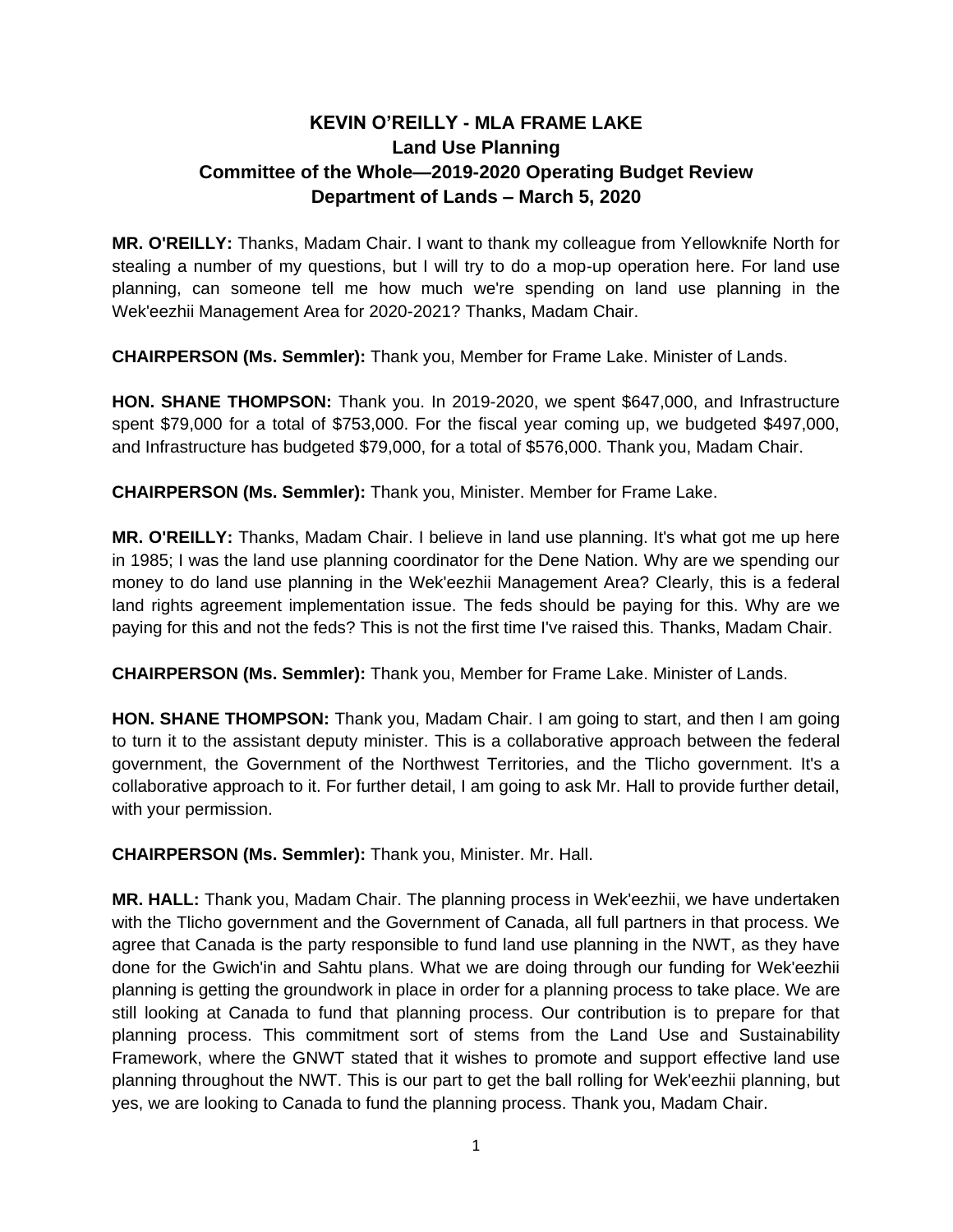# KEVIN O'REILLY - MLA FRAME LAKE
## Land Use Planning
## Committee of the Whole—2019-2020 Operating Budget Review
## Department of Lands – March 5, 2020

**MR. O'REILLY:** Thanks, Madam Chair. I want to thank my colleague from Yellowknife North for stealing a number of my questions, but I will try to do a mop-up operation here. For land use planning, can someone tell me how much we're spending on land use planning in the Wek'eezhii Management Area for 2020-2021? Thanks, Madam Chair.

**CHAIRPERSON (Ms. Semmler):** Thank you, Member for Frame Lake. Minister of Lands.

**HON. SHANE THOMPSON:** Thank you. In 2019-2020, we spent $647,000, and Infrastructure spent $79,000 for a total of $753,000. For the fiscal year coming up, we budgeted $497,000, and Infrastructure has budgeted $79,000, for a total of $576,000. Thank you, Madam Chair.

**CHAIRPERSON (Ms. Semmler):** Thank you, Minister. Member for Frame Lake.

**MR. O'REILLY:** Thanks, Madam Chair. I believe in land use planning. It's what got me up here in 1985; I was the land use planning coordinator for the Dene Nation. Why are we spending our money to do land use planning in the Wek'eezhii Management Area? Clearly, this is a federal land rights agreement implementation issue. The feds should be paying for this. Why are we paying for this and not the feds? This is not the first time I've raised this. Thanks, Madam Chair.

**CHAIRPERSON (Ms. Semmler):** Thank you, Member for Frame Lake. Minister of Lands.

**HON. SHANE THOMPSON:** Thank you, Madam Chair. I am going to start, and then I am going to turn it to the assistant deputy minister. This is a collaborative approach between the federal government, the Government of the Northwest Territories, and the Tlicho government. It's a collaborative approach to it. For further detail, I am going to ask Mr. Hall to provide further detail, with your permission.

**CHAIRPERSON (Ms. Semmler):** Thank you, Minister. Mr. Hall.

**MR. HALL:** Thank you, Madam Chair. The planning process in Wek'eezhii, we have undertaken with the Tlicho government and the Government of Canada, all full partners in that process. We agree that Canada is the party responsible to fund land use planning in the NWT, as they have done for the Gwich'in and Sahtu plans. What we are doing through our funding for Wek'eezhii planning is getting the groundwork in place in order for a planning process to take place. We are still looking at Canada to fund that planning process. Our contribution is to prepare for that planning process. This commitment sort of stems from the Land Use and Sustainability Framework, where the GNWT stated that it wishes to promote and support effective land use planning throughout the NWT. This is our part to get the ball rolling for Wek'eezhii planning, but yes, we are looking to Canada to fund the planning process. Thank you, Madam Chair.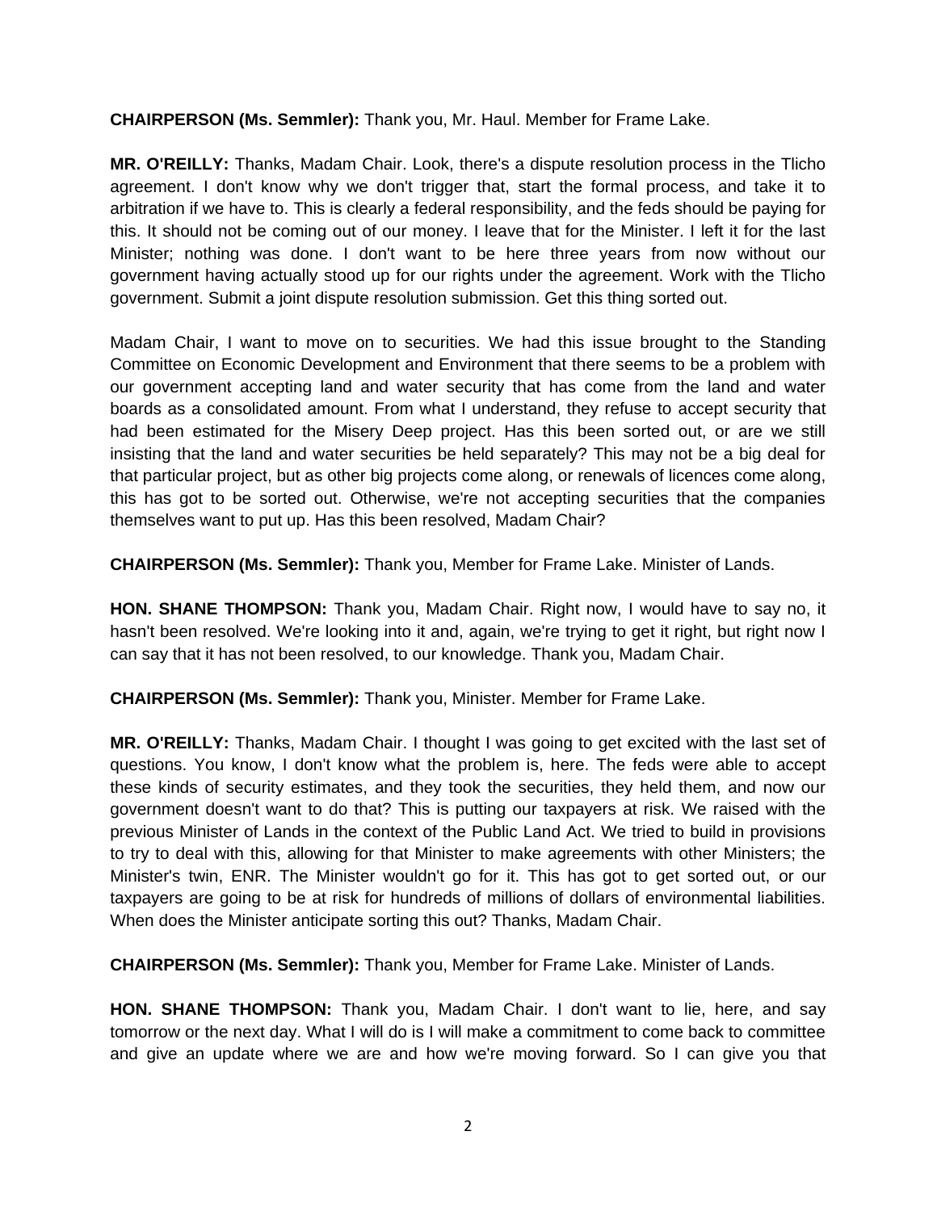**CHAIRPERSON (Ms. Semmler):** Thank you, Mr. Haul. Member for Frame Lake.

**MR. O'REILLY:** Thanks, Madam Chair. Look, there's a dispute resolution process in the Tlicho agreement. I don't know why we don't trigger that, start the formal process, and take it to arbitration if we have to. This is clearly a federal responsibility, and the feds should be paying for this. It should not be coming out of our money. I leave that for the Minister. I left it for the last Minister; nothing was done. I don't want to be here three years from now without our government having actually stood up for our rights under the agreement. Work with the Tlicho government. Submit a joint dispute resolution submission. Get this thing sorted out.

Madam Chair, I want to move on to securities. We had this issue brought to the Standing Committee on Economic Development and Environment that there seems to be a problem with our government accepting land and water security that has come from the land and water boards as a consolidated amount. From what I understand, they refuse to accept security that had been estimated for the Misery Deep project. Has this been sorted out, or are we still insisting that the land and water securities be held separately? This may not be a big deal for that particular project, but as other big projects come along, or renewals of licences come along, this has got to be sorted out. Otherwise, we're not accepting securities that the companies themselves want to put up. Has this been resolved, Madam Chair?

**CHAIRPERSON (Ms. Semmler):** Thank you, Member for Frame Lake. Minister of Lands.

**HON. SHANE THOMPSON:** Thank you, Madam Chair. Right now, I would have to say no, it hasn't been resolved. We're looking into it and, again, we're trying to get it right, but right now I can say that it has not been resolved, to our knowledge. Thank you, Madam Chair.

**CHAIRPERSON (Ms. Semmler):** Thank you, Minister. Member for Frame Lake.

**MR. O'REILLY:** Thanks, Madam Chair. I thought I was going to get excited with the last set of questions. You know, I don't know what the problem is, here. The feds were able to accept these kinds of security estimates, and they took the securities, they held them, and now our government doesn't want to do that? This is putting our taxpayers at risk. We raised with the previous Minister of Lands in the context of the Public Land Act. We tried to build in provisions to try to deal with this, allowing for that Minister to make agreements with other Ministers; the Minister's twin, ENR. The Minister wouldn't go for it. This has got to get sorted out, or our taxpayers are going to be at risk for hundreds of millions of dollars of environmental liabilities. When does the Minister anticipate sorting this out? Thanks, Madam Chair.

**CHAIRPERSON (Ms. Semmler):** Thank you, Member for Frame Lake. Minister of Lands.

**HON. SHANE THOMPSON:** Thank you, Madam Chair. I don't want to lie, here, and say tomorrow or the next day. What I will do is I will make a commitment to come back to committee and give an update where we are and how we're moving forward. So I can give you that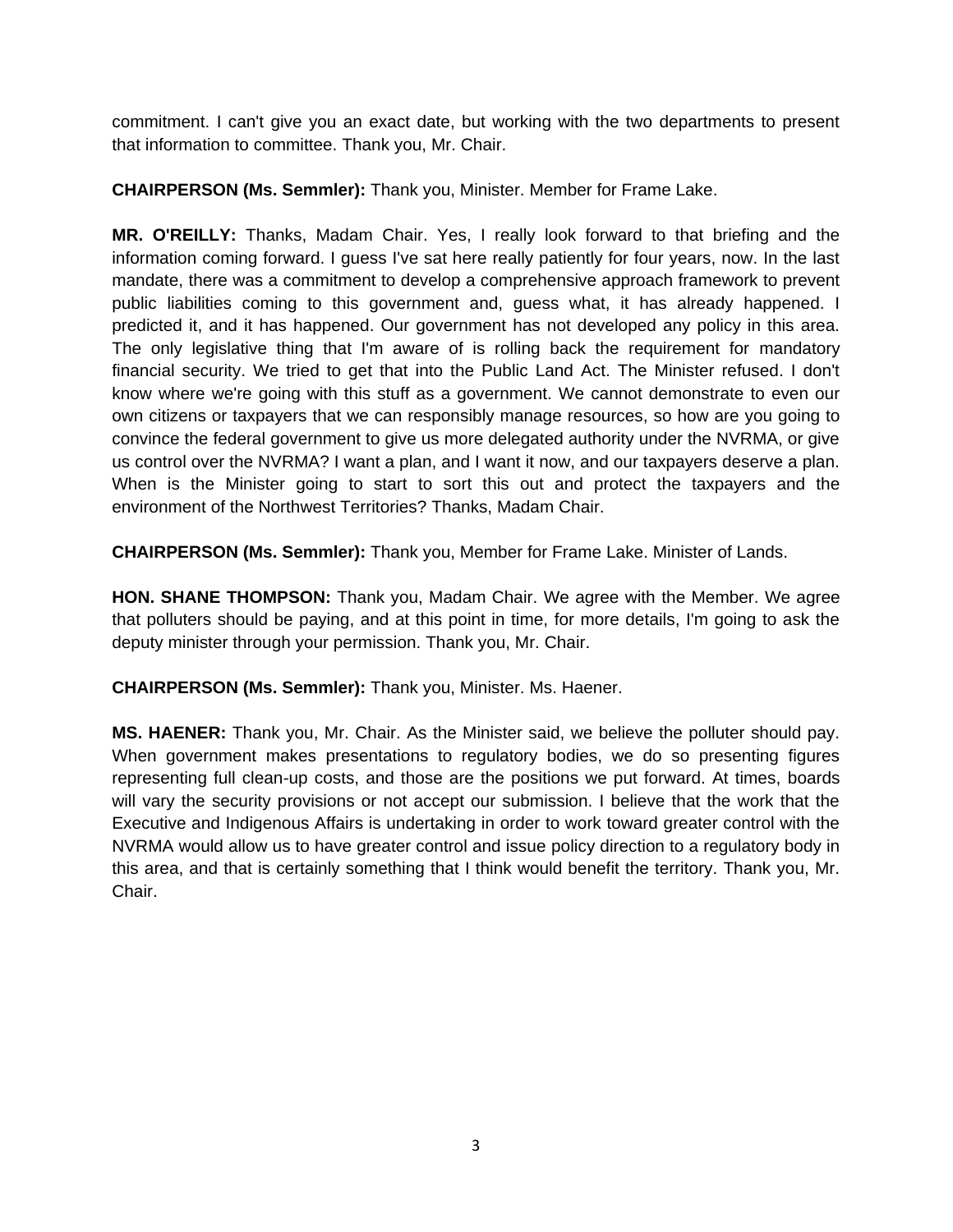commitment. I can't give you an exact date, but working with the two departments to present that information to committee. Thank you, Mr. Chair.

**CHAIRPERSON (Ms. Semmler):** Thank you, Minister. Member for Frame Lake.

**MR. O'REILLY:** Thanks, Madam Chair. Yes, I really look forward to that briefing and the information coming forward. I guess I've sat here really patiently for four years, now. In the last mandate, there was a commitment to develop a comprehensive approach framework to prevent public liabilities coming to this government and, guess what, it has already happened. I predicted it, and it has happened. Our government has not developed any policy in this area. The only legislative thing that I'm aware of is rolling back the requirement for mandatory financial security. We tried to get that into the Public Land Act. The Minister refused. I don't know where we're going with this stuff as a government. We cannot demonstrate to even our own citizens or taxpayers that we can responsibly manage resources, so how are you going to convince the federal government to give us more delegated authority under the NVRMA, or give us control over the NVRMA? I want a plan, and I want it now, and our taxpayers deserve a plan. When is the Minister going to start to sort this out and protect the taxpayers and the environment of the Northwest Territories? Thanks, Madam Chair.

**CHAIRPERSON (Ms. Semmler):** Thank you, Member for Frame Lake. Minister of Lands.

**HON. SHANE THOMPSON:** Thank you, Madam Chair. We agree with the Member. We agree that polluters should be paying, and at this point in time, for more details, I'm going to ask the deputy minister through your permission. Thank you, Mr. Chair.

**CHAIRPERSON (Ms. Semmler):** Thank you, Minister. Ms. Haener.

**MS. HAENER:** Thank you, Mr. Chair. As the Minister said, we believe the polluter should pay. When government makes presentations to regulatory bodies, we do so presenting figures representing full clean-up costs, and those are the positions we put forward. At times, boards will vary the security provisions or not accept our submission. I believe that the work that the Executive and Indigenous Affairs is undertaking in order to work toward greater control with the NVRMA would allow us to have greater control and issue policy direction to a regulatory body in this area, and that is certainly something that I think would benefit the territory. Thank you, Mr. Chair.